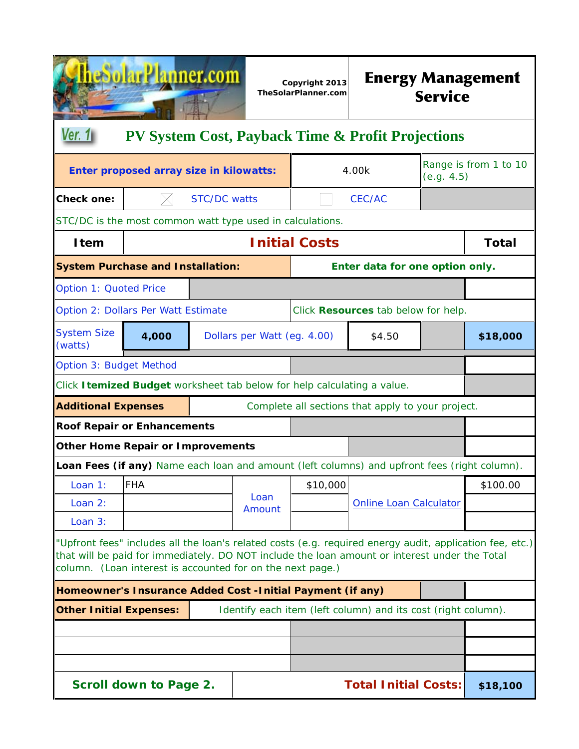TheSolarPlanner.com

Copyright 2013 TheSolarPlanner.com

# Energy Management Service

## Ver. 1 PV System Cost, Payback Time & Profit Projections

| Enter proposed array size in kilowatts: | 4.00k | Range is from 1 to 10 (e.g. 4.5) |
|---|---|---|

| Check one: | ☒ STC/DC watts | ☐ CEC/AC |
|---|---|---|

STC/DC is the most common watt type used in calculations.

| Item | Initial Costs | | | | Total |
|---|---|---|---|---|---|
| **System Purchase and Installation:** | | **Enter data for one option only.** | | | |
| Option 1: Quoted Price | | | | | |
| Option 2: Dollars Per Watt Estimate | | Click **Resources** tab below for help. | | | |
| System Size (watts) | **4,000** | Dollars per Watt (eg. 4.00) | $4.50 | | **$18,000** |
| Option 3: Budget Method | | | | | |
| Click **Itemized Budget** worksheet tab below for help calculating a value. | | | | | |
| **Additional Expenses** | | Complete all sections that apply to your project. | | | |
| **Roof Repair or Enhancements** | | | | | |
| **Other Home Repair or Improvements** | | | | | |
| **Loan Fees (if any)** Name each loan and amount (left columns) and upfront fees (right column). | | | | | |
| Loan 1: | FHA | Loan Amount | $10,000 | Online Loan Calculator | $100.00 |
| Loan 2: | | | | | |
| Loan 3: | | | | | |
| "Upfront fees" includes all the loan's related costs (e.g. required energy audit, application fee, etc.) that will be paid for immediately. DO NOT include the loan amount or interest under the Total column. (Loan interest is accounted for on the next page.) | | | | | |
| **Homeowner's Insurance Added Cost -Initial Payment (if any)** | | | | | |
| **Other Initial Expenses:** | | Identify each item (left column) and its cost (right column). | | | |
| | | | | | |
| | | | | | |
| | | | | | |
| **Scroll down to Page 2.** | | | | **Total Initial Costs:** | **$18,100** |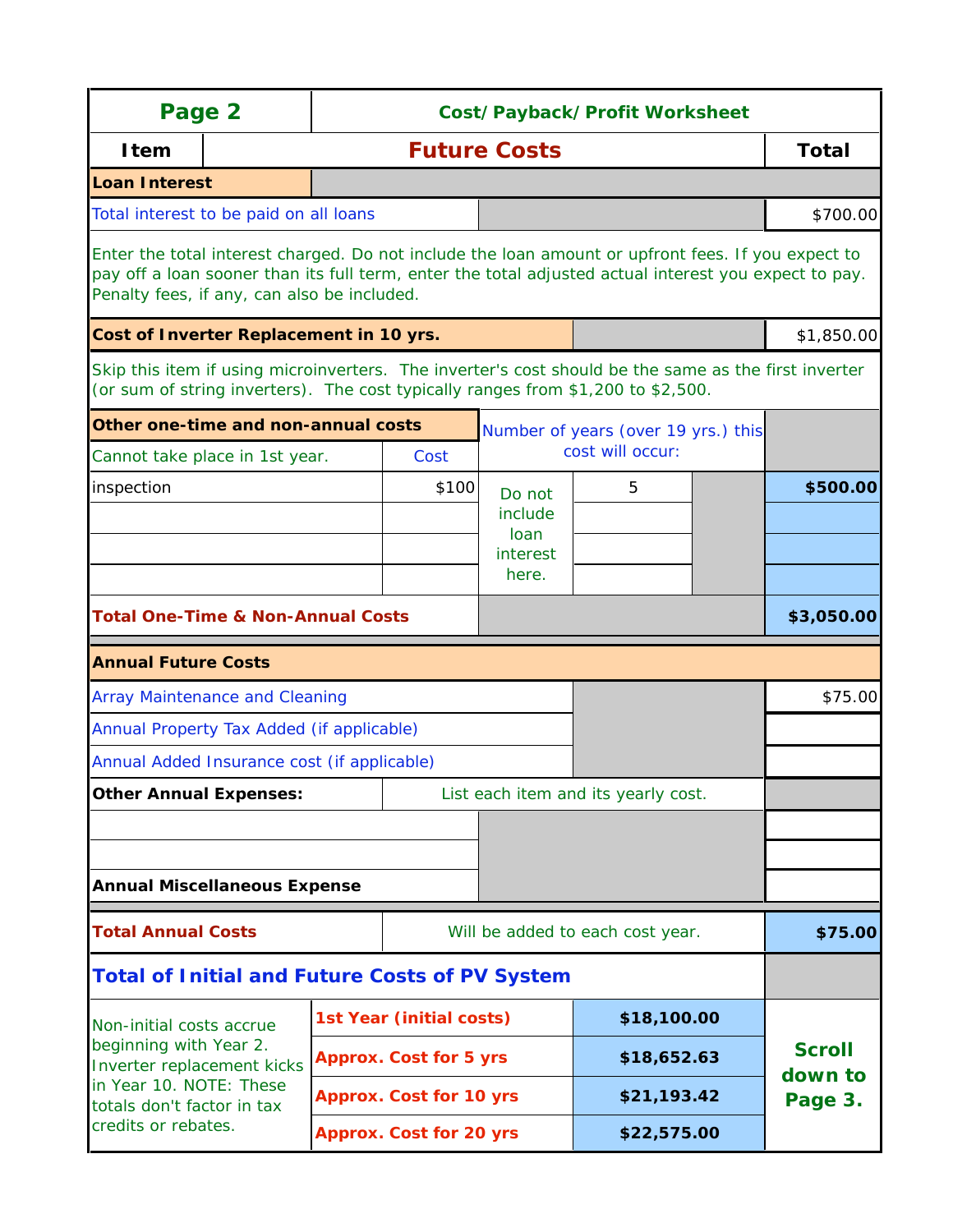## Page 2 — Cost/Payback/Profit Worksheet

| Item | Future Costs | Total |
|---|---|---|
| **Loan Interest** | | |
| Total interest to be paid on all loans | | $700.00 |

Enter the total interest charged. Do not include the loan amount or upfront fees. If you expect to pay off a loan sooner than its full term, enter the total adjusted actual interest you expect to pay. Penalty fees, if any, can also be included.

| **Cost of Inverter Replacement in 10 yrs.** | | $1,850.00 |
|---|---|---|

Skip this item if using microinverters. The inverter's cost should be the same as the first inverter (or sum of string inverters). The cost typically ranges from $1,200 to $2,500.

| **Other one-time and non-annual costs** Cannot take place in 1st year. | Cost | | Number of years (over 19 yrs.) this cost will occur: | Total |
|---|---|---|---|---|
| inspection | $100 | Do not include loan interest here. | 5 | **$500.00** |
| | | | | |
| | | | | |
| | | | | |
| **Total One-Time & Non-Annual Costs** | | | | **$3,050.00** |

| **Annual Future Costs** | | |
|---|---|---|
| Array Maintenance and Cleaning | | $75.00 |
| Annual Property Tax Added (if applicable) | | |
| Annual Added Insurance cost (if applicable) | | |
| **Other Annual Expenses:** | List each item and its yearly cost. | |
| | | |
| | | |
| **Annual Miscellaneous Expense** | | |
| **Total Annual Costs** | Will be added to each cost year. | **$75.00** |

### Total of Initial and Future Costs of PV System

| | | | |
|---|---|---|---|
| Non-initial costs accrue beginning with Year 2. Inverter replacement kicks in Year 10. NOTE: These totals don't factor in tax credits or rebates. | **1st Year (initial costs)** | **$18,100.00** | **Scroll down to Page 3.** |
| | **Approx. Cost for 5 yrs** | **$18,652.63** | |
| | **Approx. Cost for 10 yrs** | **$21,193.42** | |
| | **Approx. Cost for 20 yrs** | **$22,575.00** | |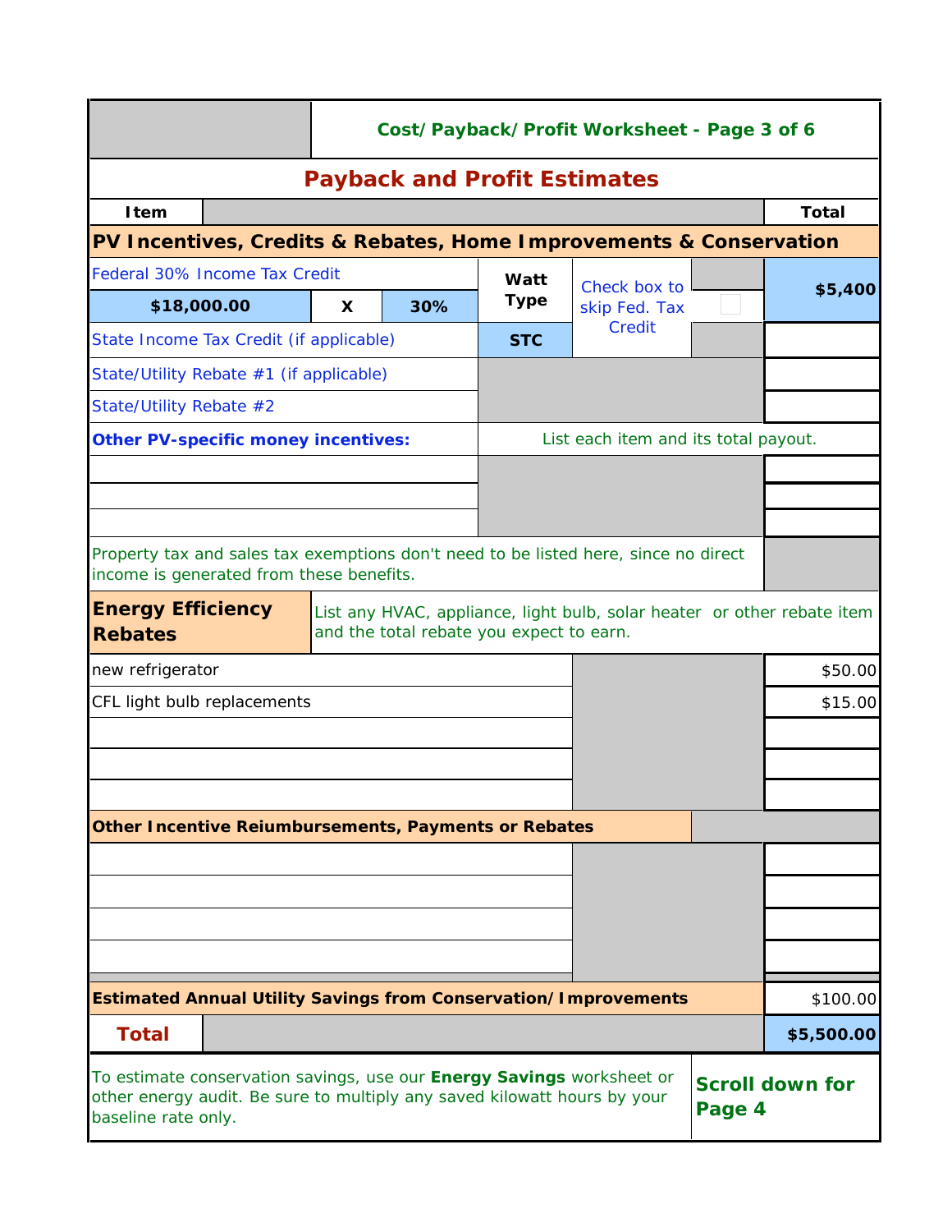## Cost/Payback/Profit Worksheet - Page 3 of 6

# Payback and Profit Estimates

| Item | | | | | Total |
|---|---|---|---|---|---|
| **PV Incentives, Credits & Rebates, Home Improvements & Conservation** | | | | | |
| Federal 30% Income Tax Credit | | | **Watt Type** | Check box to skip Fed. Tax Credit | **$5,400** |
| **$18,000.00** | **X** | **30%** | | | |
| State Income Tax Credit (if applicable) | | | **STC** | | |
| State/Utility Rebate #1 (if applicable) | | | | | |
| State/Utility Rebate #2 | | | | | |
| **Other PV-specific money incentives:** | | | List each item and its total payout. | | |
| | | | | | |
| | | | | | |
| | | | | | |
| Property tax and sales tax exemptions don't need to be listed here, since no direct income is generated from these benefits. | | | | | |
| **Energy Efficiency Rebates** | List any HVAC, appliance, light bulb, solar heater or other rebate item and the total rebate you expect to earn. | | | | |
| new refrigerator | | | | | $50.00 |
| CFL light bulb replacements | | | | | $15.00 |
| | | | | | |
| | | | | | |
| | | | | | |
| **Other Incentive Reiumbursements, Payments or Rebates** | | | | | |
| | | | | | |
| | | | | | |
| | | | | | |
| | | | | | |
| **Estimated Annual Utility Savings from Conservation/Improvements** | | | | | $100.00 |
| **Total** | | | | | **$5,500.00** |

To estimate conservation savings, use our **Energy Savings** worksheet or other energy audit. Be sure to multiply any saved kilowatt hours by your baseline rate only.

**Scroll down for Page 4**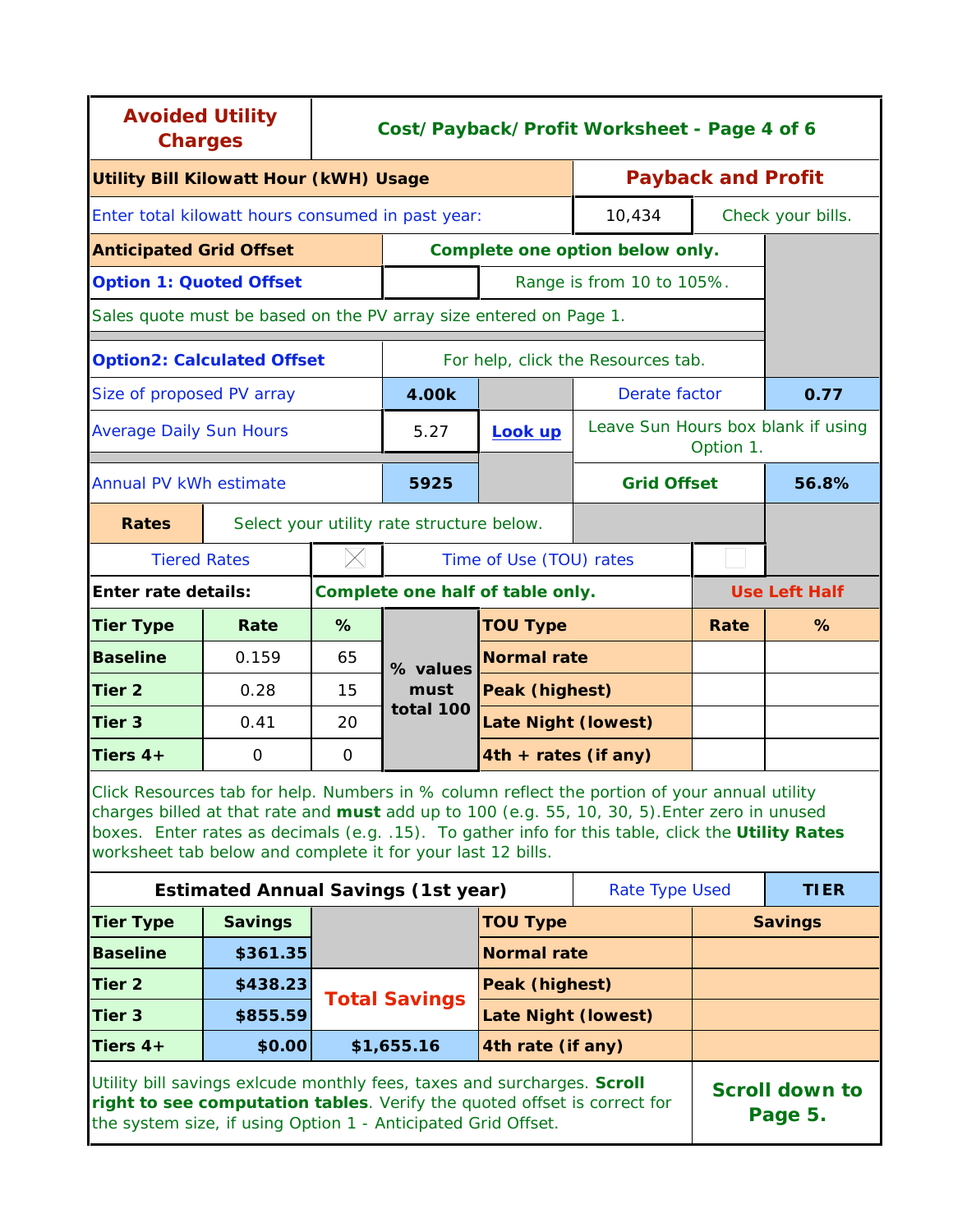## Avoided Utility Charges

### Cost/Payback/Profit Worksheet - Page 4 of 6

| **Utility Bill Kilowatt Hour (kWH) Usage** | | **Payback and Profit** |
|---|---|---|
| Enter total kilowatt hours consumed in past year: | 10,434 | Check your bills. |

| **Anticipated Grid Offset** | **Complete one option below only.** | |
|---|---|---|
| **Option 1: Quoted Offset** | | Range is from 10 to 105%. |
| Sales quote must be based on the PV array size entered on Page 1. | | |

| **Option2: Calculated Offset** | For help, click the Resources tab. | | |
|---|---|---|---|
| Size of proposed PV array | **4.00k** | Derate factor | **0.77** |
| Average Daily Sun Hours | 5.27 [**Look up**] | Leave Sun Hours box blank if using Option 1. | |
| Annual PV kWh estimate | **5925** | **Grid Offset** | **56.8%** |

**Rates** — Select your utility rate structure below.

| Tiered Rates | X | Time of Use (TOU) rates | |
|---|---|---|---|

**Enter rate details:** **Complete one half of table only.** — **Use Left Half**

| Tier Type | Rate | % | | TOU Type | Rate | % |
|---|---|---|---|---|---|---|
| **Baseline** | 0.159 | 65 | **% values must total 100** | **Normal rate** | | |
| **Tier 2** | 0.28 | 15 | | **Peak (highest)** | | |
| **Tier 3** | 0.41 | 20 | | **Late Night (lowest)** | | |
| **Tiers 4+** | 0 | 0 | | **4th + rates (if any)** | | |

Click Resources tab for help. Numbers in % column reflect the portion of your annual utility charges billed at that rate and **must** add up to 100 (e.g. 55, 10, 30, 5).Enter zero in unused boxes. Enter rates as decimals (e.g. .15). To gather info for this table, click the **Utility Rates** worksheet tab below and complete it for your last 12 bills.

**Estimated Annual Savings (1st year)** — Rate Type Used: **TIER**

| Tier Type | Savings | | TOU Type | Savings |
|---|---|---|---|---|
| **Baseline** | **$361.35** | | **Normal rate** | |
| **Tier 2** | **$438.23** | **Total Savings** | **Peak (highest)** | |
| **Tier 3** | **$855.59** | | **Late Night (lowest)** | |
| **Tiers 4+** | **$0.00** | **$1,655.16** | **4th rate (if any)** | |

Utility bill savings exlcude monthly fees, taxes and surcharges. **Scroll right to see computation tables**. Verify the quoted offset is correct for the system size, if using Option 1 - Anticipated Grid Offset.

**Scroll down to Page 5.**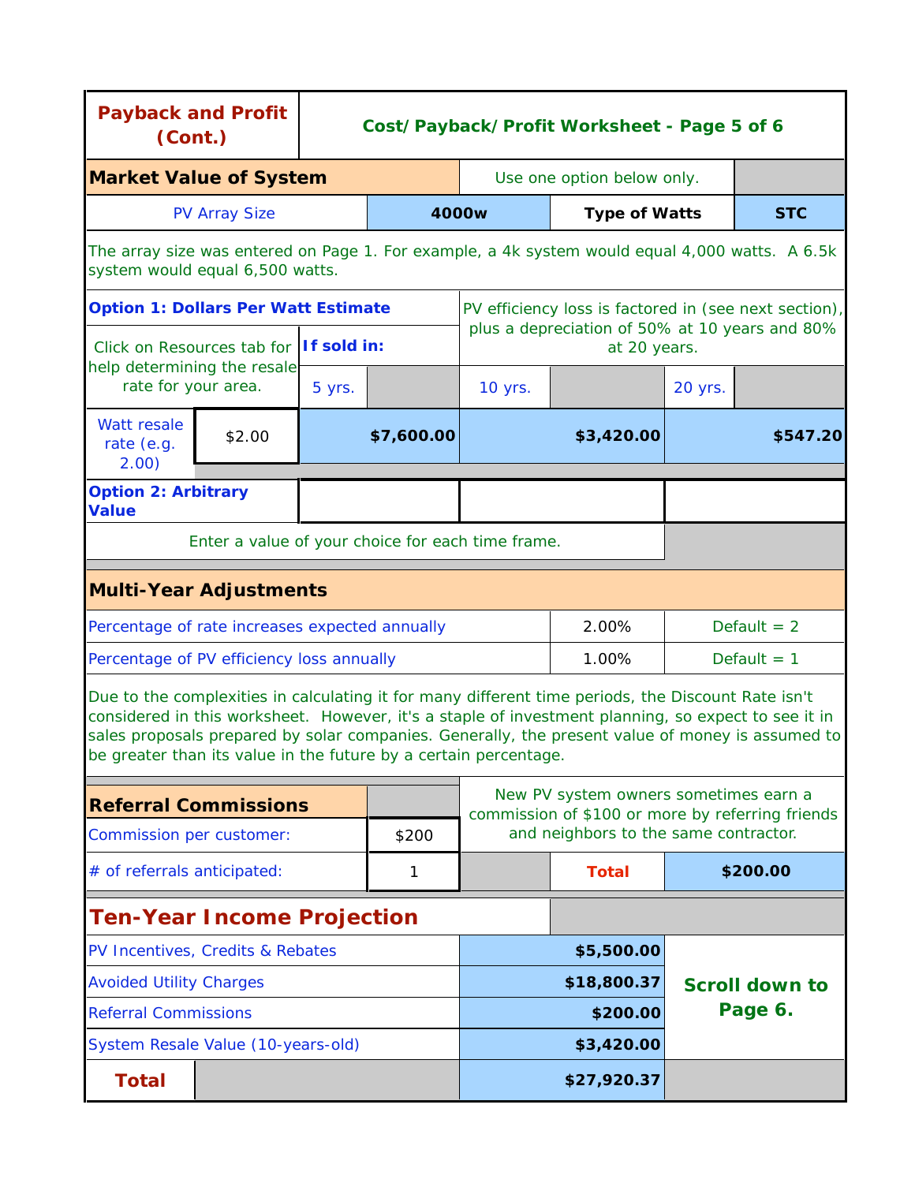# Payback and Profit (Cont.)

**Cost/Payback/Profit Worksheet - Page 5 of 6**

## Market Value of System

Use one option below only.

| PV Array Size | 4000w | Type of Watts | STC |
|---|---|---|---|

The array size was entered on Page 1. For example, a 4k system would equal 4,000 watts. A 6.5k system would equal 6,500 watts.

### Option 1: Dollars Per Watt Estimate

PV efficiency loss is factored in (see next section), plus a depreciation of 50% at 10 years and 80% at 20 years.

Click on Resources tab for help determining the resale rate for your area.

| | | If sold in: | | |
|---|---|---|---|---|
| | | 5 yrs. | 10 yrs. | 20 yrs. |
| Watt resale rate (e.g. 2.00) | $2.00 | **$7,600.00** | **$3,420.00** | **$547.20** |

### Option 2: Arbitrary Value

| | 5 yrs. | 10 yrs. | 20 yrs. |
|---|---|---|---|
| Option 2: Arbitrary Value | | | |

Enter a value of your choice for each time frame.

## Multi-Year Adjustments

| | | |
|---|---|---|
| Percentage of rate increases expected annually | 2.00% | Default = 2 |
| Percentage of PV efficiency loss annually | 1.00% | Default = 1 |

Due to the complexities in calculating it for many different time periods, the Discount Rate isn't considered in this worksheet. However, it's a staple of investment planning, so expect to see it in sales proposals prepared by solar companies. Generally, the present value of money is assumed to be greater than its value in the future by a certain percentage.

## Referral Commissions

New PV system owners sometimes earn a commission of $100 or more by referring friends and neighbors to the same contractor.

| | | | |
|---|---|---|---|
| Commission per customer: | $200 | | |
| # of referrals anticipated: | 1 | **Total** | **$200.00** |

## Ten-Year Income Projection

| | |
|---|---|
| PV Incentives, Credits & Rebates | **$5,500.00** |
| Avoided Utility Charges | **$18,800.37** |
| Referral Commissions | **$200.00** |
| System Resale Value (10-years-old) | **$3,420.00** |
| **Total** | **$27,920.37** |

**Scroll down to Page 6.**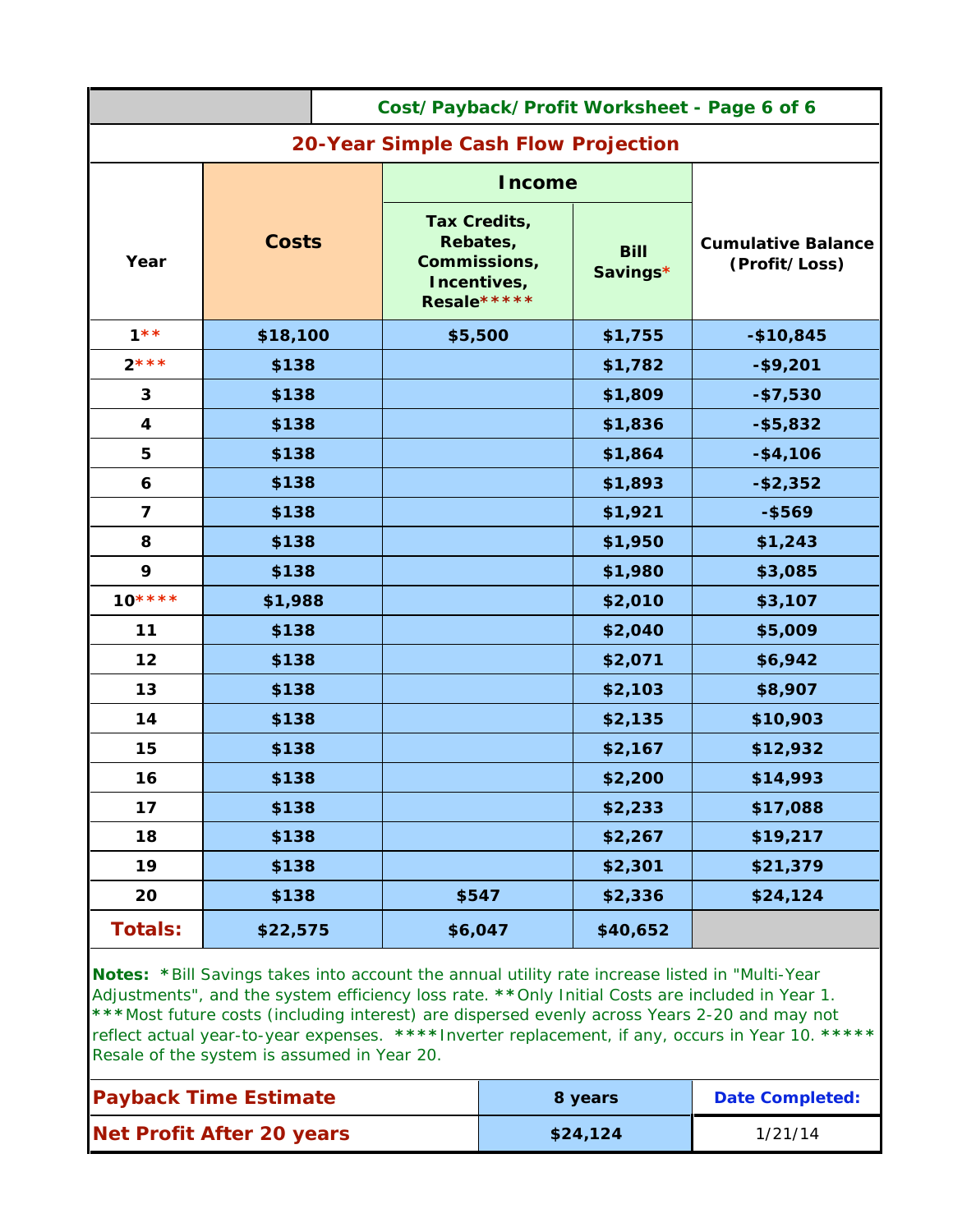## Cost/Payback/Profit Worksheet - Page 6 of 6

### 20-Year Simple Cash Flow Projection

| Year | Costs | Income | | Cumulative Balance (Profit/Loss) |
|---|---|---|---|---|
| | | Tax Credits, Rebates, Commissions, Incentives, Resale***** | Bill Savings* | |
| 1** | $18,100 | $5,500 | $1,755 | -$10,845 |
| 2*** | $138 | | $1,782 | -$9,201 |
| 3 | $138 | | $1,809 | -$7,530 |
| 4 | $138 | | $1,836 | -$5,832 |
| 5 | $138 | | $1,864 | -$4,106 |
| 6 | $138 | | $1,893 | -$2,352 |
| 7 | $138 | | $1,921 | -$569 |
| 8 | $138 | | $1,950 | $1,243 |
| 9 | $138 | | $1,980 | $3,085 |
| 10**** | $1,988 | | $2,010 | $3,107 |
| 11 | $138 | | $2,040 | $5,009 |
| 12 | $138 | | $2,071 | $6,942 |
| 13 | $138 | | $2,103 | $8,907 |
| 14 | $138 | | $2,135 | $10,903 |
| 15 | $138 | | $2,167 | $12,932 |
| 16 | $138 | | $2,200 | $14,993 |
| 17 | $138 | | $2,233 | $17,088 |
| 18 | $138 | | $2,267 | $19,217 |
| 19 | $138 | | $2,301 | $21,379 |
| 20 | $138 | $547 | $2,336 | $24,124 |
| **Totals:** | $22,575 | $6,047 | $40,652 | |

**Notes:** *Bill Savings takes into account the annual utility rate increase listed in "Multi-Year Adjustments", and the system efficiency loss rate. **Only Initial Costs are included in Year 1. ***Most future costs (including interest) are dispersed evenly across Years 2-20 and may not reflect actual year-to-year expenses. ****Inverter replacement, if any, occurs in Year 10. *****Resale of the system is assumed in Year 20.

| | | |
|---|---|---|
| **Payback Time Estimate** | 8 years | **Date Completed:** |
| **Net Profit After 20 years** | $24,124 | 1/21/14 |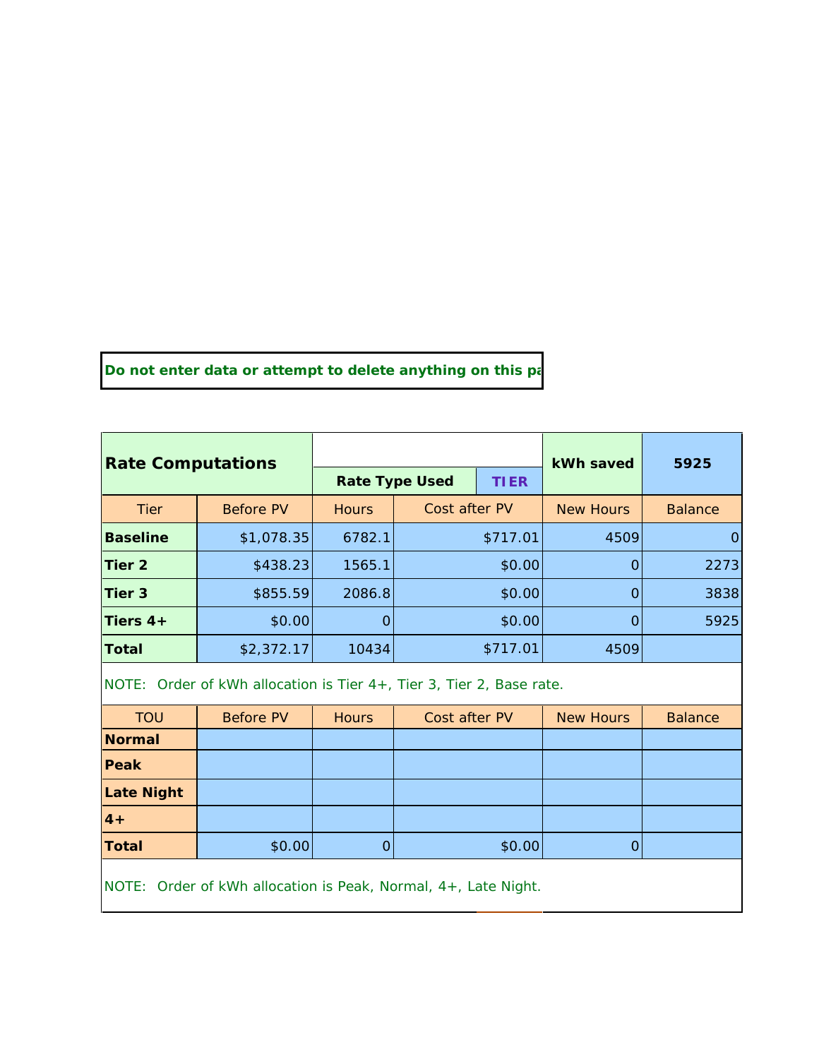Do not enter data or attempt to delete anything on this pa

| Rate Computations | | Rate Type Used | | TIER | kWh saved | 5925 |
|---|---|---|---|---|---|---|
| Tier | Before PV | Hours | Cost after PV | | New Hours | Balance |
| **Baseline** | $1,078.35 | 6782.1 | $717.01 | | 4509 | 0 |
| **Tier 2** | $438.23 | 1565.1 | $0.00 | | 0 | 2273 |
| **Tier 3** | $855.59 | 2086.8 | $0.00 | | 0 | 3838 |
| **Tiers 4+** | $0.00 | 0 | $0.00 | | 0 | 5925 |
| **Total** | $2,372.17 | 10434 | $717.01 | | 4509 | |

NOTE: Order of kWh allocation is Tier 4+, Tier 3, Tier 2, Base rate.

| TOU | Before PV | Hours | Cost after PV | New Hours | Balance |
|---|---|---|---|---|---|
| **Normal** | | | | | |
| **Peak** | | | | | |
| **Late Night** | | | | | |
| **4+** | | | | | |
| **Total** | $0.00 | 0 | $0.00 | 0 | |

NOTE: Order of kWh allocation is Peak, Normal, 4+, Late Night.